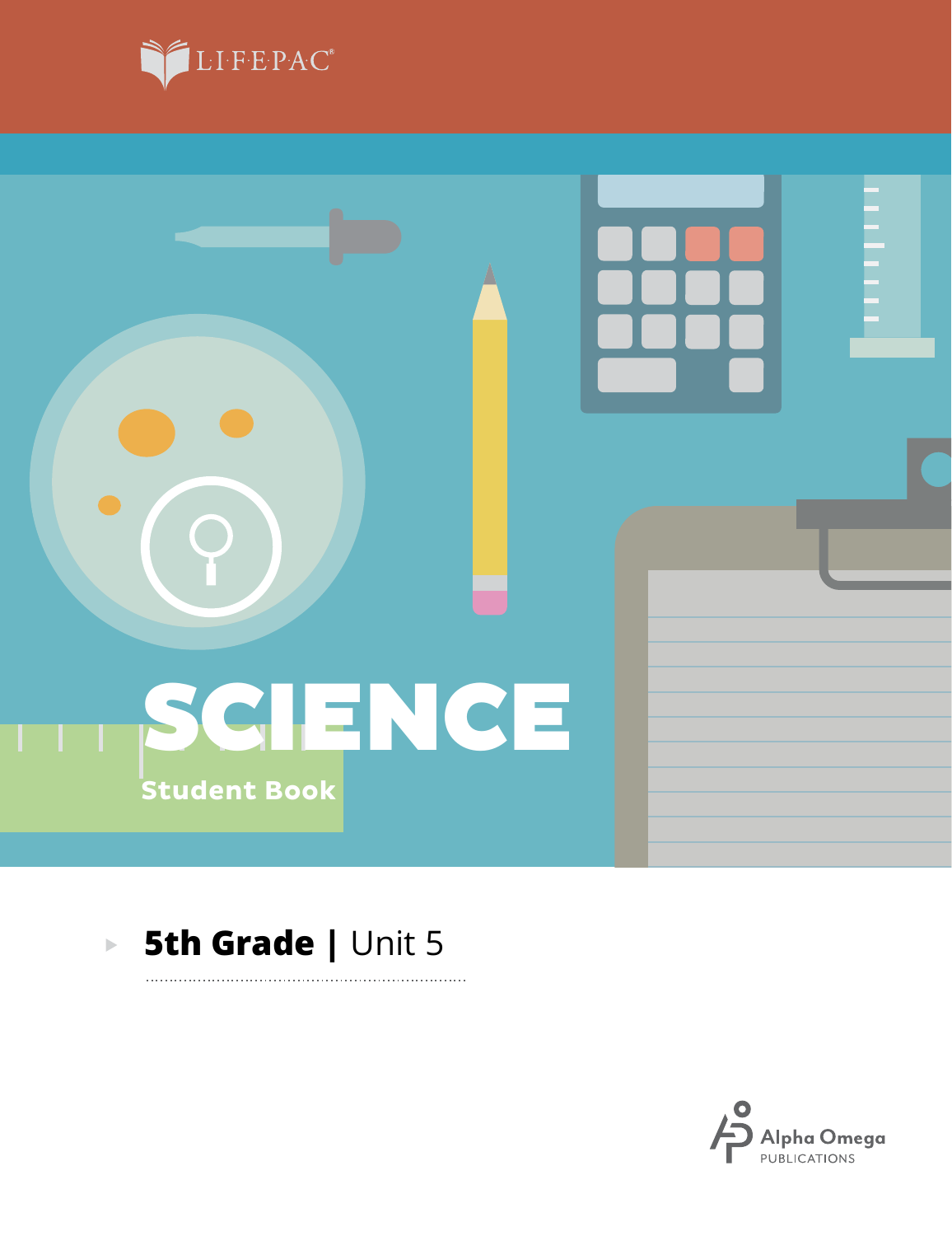LIFEPAC®

# SCIENCE

Student Book

**5th Grade | Unit 5**

Alpha Omega
PUBLICATIONS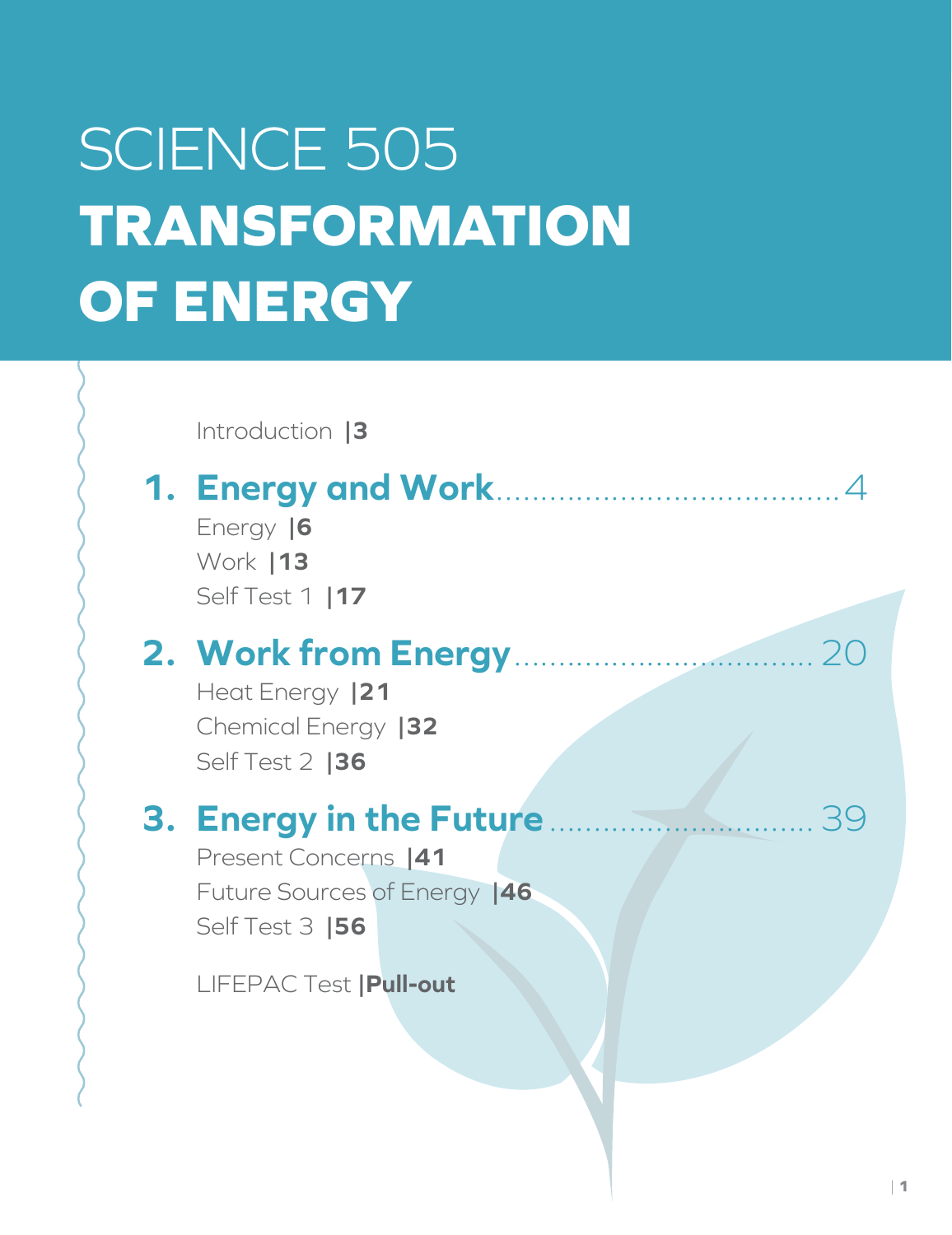# SCIENCE 505

# TRANSFORMATION OF ENERGY

Introduction |3

## 1. Energy and Work ........ 4

Energy |6
Work |13
Self Test 1 |17

## 2. Work from Energy ........ 20

Heat Energy |21
Chemical Energy |32
Self Test 2 |36

## 3. Energy in the Future ........ 39

Present Concerns |41
Future Sources of Energy |46
Self Test 3 |56

LIFEPAC Test |**Pull-out**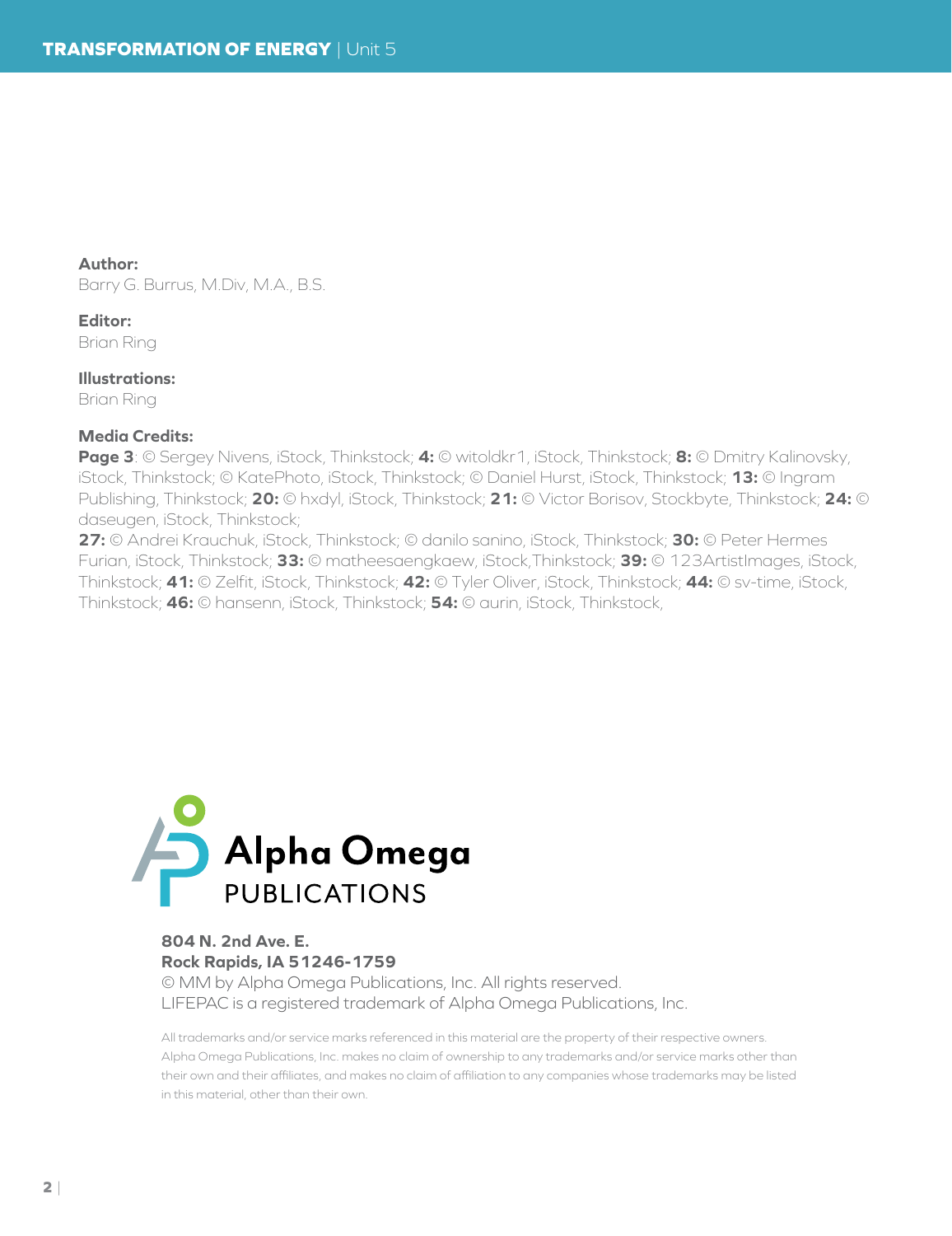**Author:**
Barry G. Burrus, M.Div, M.A., B.S.

**Editor:**
Brian Ring

**Illustrations:**
Brian Ring

**Media Credits:**
**Page 3**: © Sergey Nivens, iStock, Thinkstock; **4:** © witoldkr1, iStock, Thinkstock; **8:** © Dmitry Kalinovsky, iStock, Thinkstock; © KatePhoto, iStock, Thinkstock; © Daniel Hurst, iStock, Thinkstock; **13:** © Ingram Publishing, Thinkstock; **20:** © hxdyl, iStock, Thinkstock; **21:** © Victor Borisov, Stockbyte, Thinkstock; **24:** © daseugen, iStock, Thinkstock;
**27:** © Andrei Krauchuk, iStock, Thinkstock; © danilo sanino, iStock, Thinkstock; **30:** © Peter Hermes Furian, iStock, Thinkstock; **33:** © matheesaengkaew, iStock,Thinkstock; **39:** © 123ArtistImages, iStock, Thinkstock; **41:** © Zelfit, iStock, Thinkstock; **42:** © Tyler Oliver, iStock, Thinkstock; **44:** © sv-time, iStock, Thinkstock; **46:** © hansenn, iStock, Thinkstock; **54:** © aurin, iStock, Thinkstock,

Alpha Omega
PUBLICATIONS

**804 N. 2nd Ave. E.**
**Rock Rapids, IA 51246-1759**
© MM by Alpha Omega Publications, Inc. All rights reserved.
LIFEPAC is a registered trademark of Alpha Omega Publications, Inc.

All trademarks and/or service marks referenced in this material are the property of their respective owners. Alpha Omega Publications, Inc. makes no claim of ownership to any trademarks and/or service marks other than their own and their affiliates, and makes no claim of affiliation to any companies whose trademarks may be listed in this material, other than their own.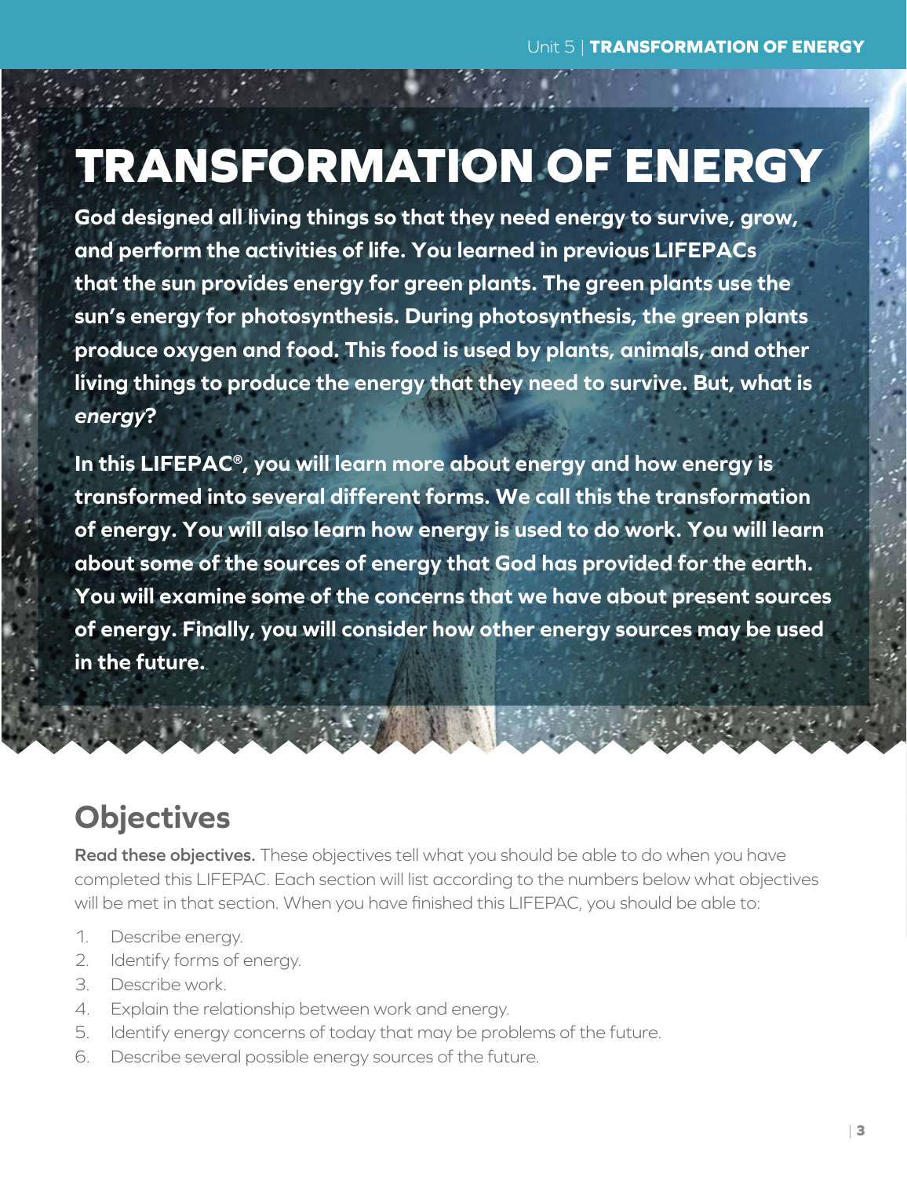# TRANSFORMATION OF ENERGY

**God designed all living things so that they need energy to survive, grow, and perform the activities of life. You learned in previous LIFEPACs that the sun provides energy for green plants. The green plants use the sun's energy for photosynthesis. During photosynthesis, the green plants produce oxygen and food. This food is used by plants, animals, and other living things to produce the energy that they need to survive. But, what is *energy*?**

**In this LIFEPAC®, you will learn more about energy and how energy is transformed into several different forms. We call this the transformation of energy. You will also learn how energy is used to do work. You will learn about some of the sources of energy that God has provided for the earth. You will examine some of the concerns that we have about present sources of energy. Finally, you will consider how other energy sources may be used in the future.**

## Objectives

**Read these objectives.** These objectives tell what you should be able to do when you have completed this LIFEPAC. Each section will list according to the numbers below what objectives will be met in that section. When you have finished this LIFEPAC, you should be able to:

1. Describe energy.
2. Identify forms of energy.
3. Describe work.
4. Explain the relationship between work and energy.
5. Identify energy concerns of today that may be problems of the future.
6. Describe several possible energy sources of the future.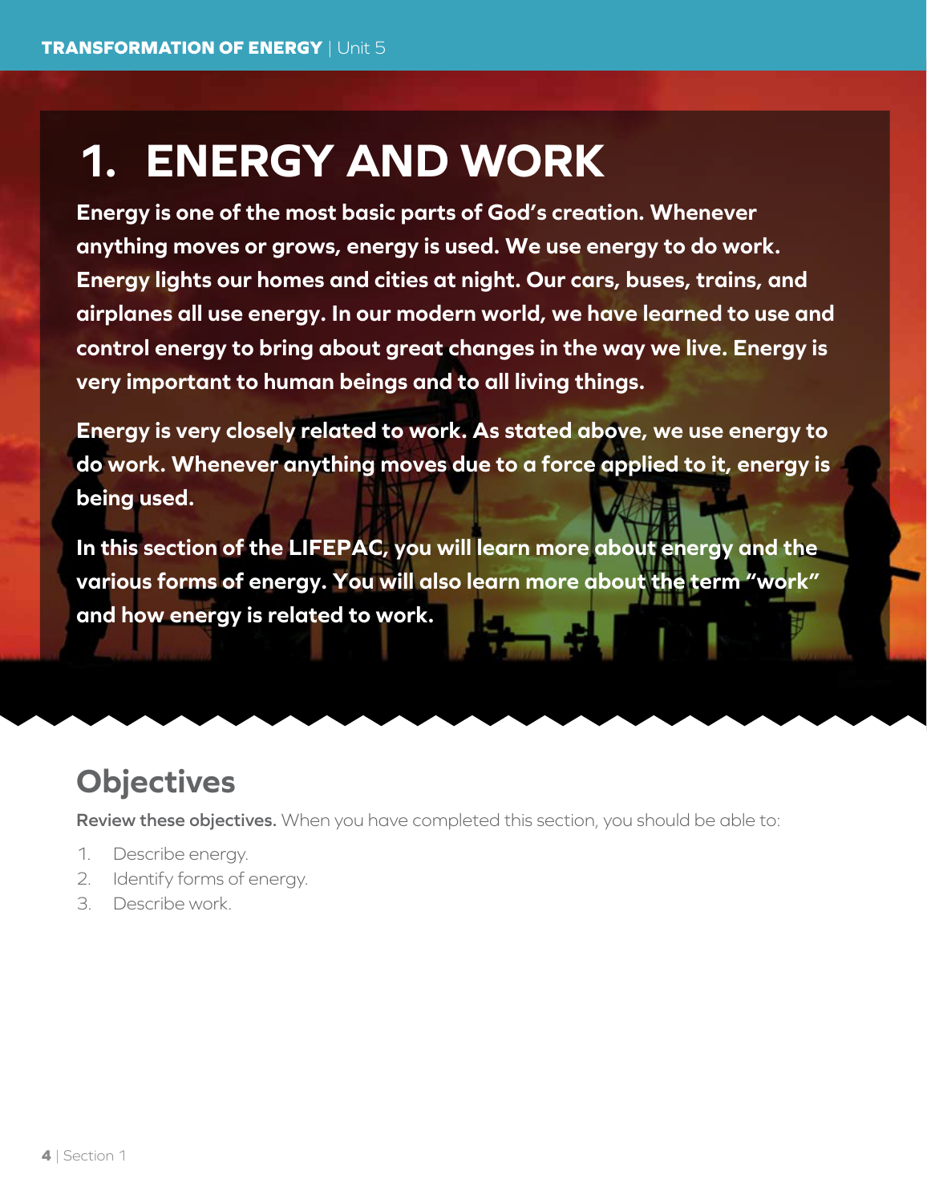# 1. ENERGY AND WORK

**Energy is one of the most basic parts of God's creation. Whenever anything moves or grows, energy is used. We use energy to do work. Energy lights our homes and cities at night. Our cars, buses, trains, and airplanes all use energy. In our modern world, we have learned to use and control energy to bring about great changes in the way we live. Energy is very important to human beings and to all living things.**

**Energy is very closely related to work. As stated above, we use energy to do work. Whenever anything moves due to a force applied to it, energy is being used.**

**In this section of the LIFEPAC, you will learn more about energy and the various forms of energy. You will also learn more about the term "work" and how energy is related to work.**

## Objectives

**Review these objectives.** When you have completed this section, you should be able to:

1. Describe energy.
2. Identify forms of energy.
3. Describe work.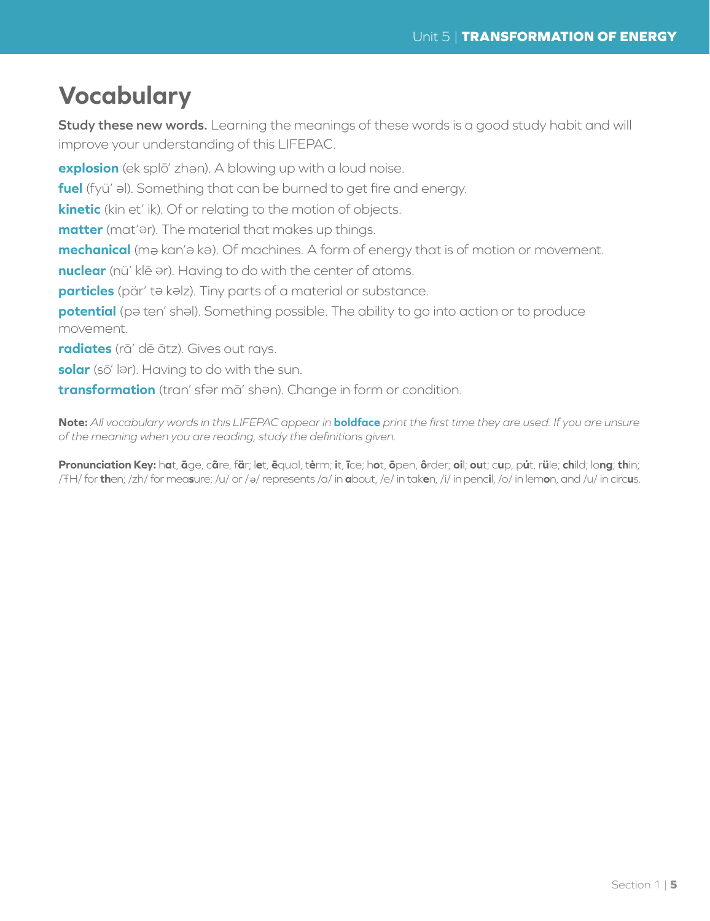# Vocabulary

**Study these new words.** Learning the meanings of these words is a good study habit and will improve your understanding of this LIFEPAC.

**explosion** (ek splō′ zhən). A blowing up with a loud noise.

**fuel** (fyü′ əl). Something that can be burned to get fire and energy.

**kinetic** (kin et′ ik). Of or relating to the motion of objects.

**matter** (mat′ər). The material that makes up things.

**mechanical** (mə kan′ə kə). Of machines. A form of energy that is of motion or movement.

**nuclear** (nü′ klē ər). Having to do with the center of atoms.

**particles** (pär′ tə kəlz). Tiny parts of a material or substance.

**potential** (pə ten′ shəl). Something possible. The ability to go into action or to produce movement.

**radiates** (rā′ dē ātz). Gives out rays.

**solar** (sō′ lər). Having to do with the sun.

**transformation** (tran′ sfər mā′ shən). Change in form or condition.

**Note:** *All vocabulary words in this LIFEPAC appear in* **boldface** *print the first time they are used. If you are unsure of the meaning when you are reading, study the definitions given.*

**Pronunciation Key:** h**a**t, **ā**ge, c**ã**re, f**ä**r; l**e**t, **ē**qual, t**ė**rm; **i**t, **ī**ce; h**o**t, **ō**pen, **ô**rder; **oi**l; **ou**t; c**u**p, p**u̇**t, r**ü**le; **ch**ild; lo**ng**; **th**in; /ŦH/ for **th**en; /zh/ for mea**s**ure; /u/ or /ə/ represents /a/ in **a**bout, /e/ in tak**e**n, /i/ in penc**i**l, /o/ in lem**o**n, and /u/ in circ**u**s.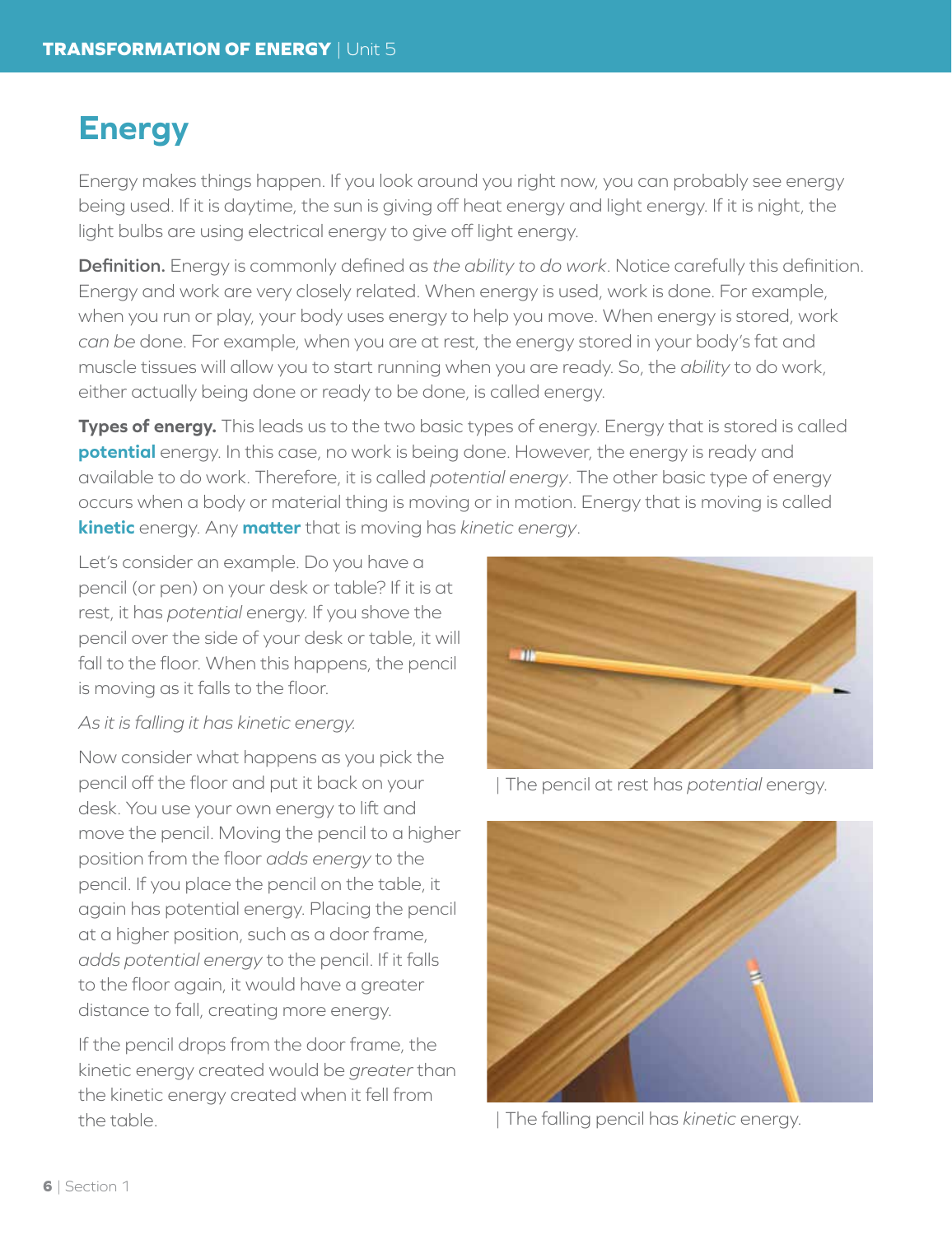# Energy

Energy makes things happen. If you look around you right now, you can probably see energy being used. If it is daytime, the sun is giving off heat energy and light energy. If it is night, the light bulbs are using electrical energy to give off light energy.

**Definition.** Energy is commonly defined as *the ability to do work*. Notice carefully this definition. Energy and work are very closely related. When energy is used, work is done. For example, when you run or play, your body uses energy to help you move. When energy is stored, work *can be* done. For example, when you are at rest, the energy stored in your body's fat and muscle tissues will allow you to start running when you are ready. So, the *ability* to do work, either actually being done or ready to be done, is called energy.

**Types of energy.** This leads us to the two basic types of energy. Energy that is stored is called **potential** energy. In this case, no work is being done. However, the energy is ready and available to do work. Therefore, it is called *potential energy*. The other basic type of energy occurs when a body or material thing is moving or in motion. Energy that is moving is called **kinetic** energy. Any **matter** that is moving has *kinetic energy*.

Let's consider an example. Do you have a pencil (or pen) on your desk or table? If it is at rest, it has *potential* energy. If you shove the pencil over the side of your desk or table, it will fall to the floor. When this happens, the pencil is moving as it falls to the floor.

*As it is falling it has kinetic energy.*

Now consider what happens as you pick the pencil off the floor and put it back on your desk. You use your own energy to lift and move the pencil. Moving the pencil to a higher position from the floor *adds energy* to the pencil. If you place the pencil on the table, it again has potential energy. Placing the pencil at a higher position, such as a door frame, *adds potential energy* to the pencil. If it falls to the floor again, it would have a greater distance to fall, creating more energy.

If the pencil drops from the door frame, the kinetic energy created would be *greater* than the kinetic energy created when it fell from the table.

| The pencil at rest has *potential* energy.

| The falling pencil has *kinetic* energy.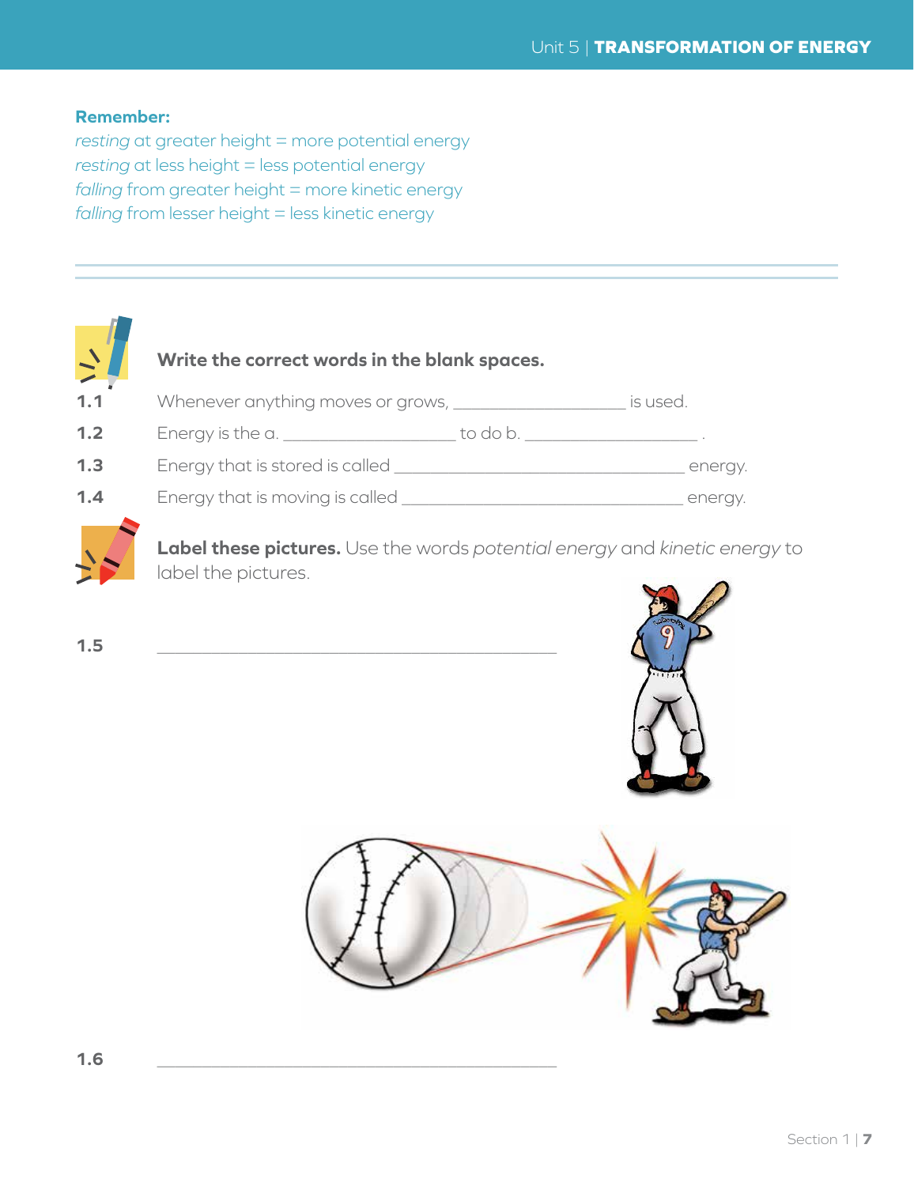**Remember:**

*resting* at greater height = more potential energy
*resting* at less height = less potential energy
*falling* from greater height = more kinetic energy
*falling* from lesser height = less kinetic energy

---

**Write the correct words in the blank spaces.**

**1.1** Whenever anything moves or grows, ____________________ is used.

**1.2** Energy is the a. ____________________ to do b. ____________________ .

**1.3** Energy that is stored is called __________________________________ energy.

**1.4** Energy that is moving is called __________________________________ energy.

**Label these pictures.** Use the words *potential energy* and *kinetic energy* to label the pictures.

**1.5** ______________________________________________

**1.6** ______________________________________________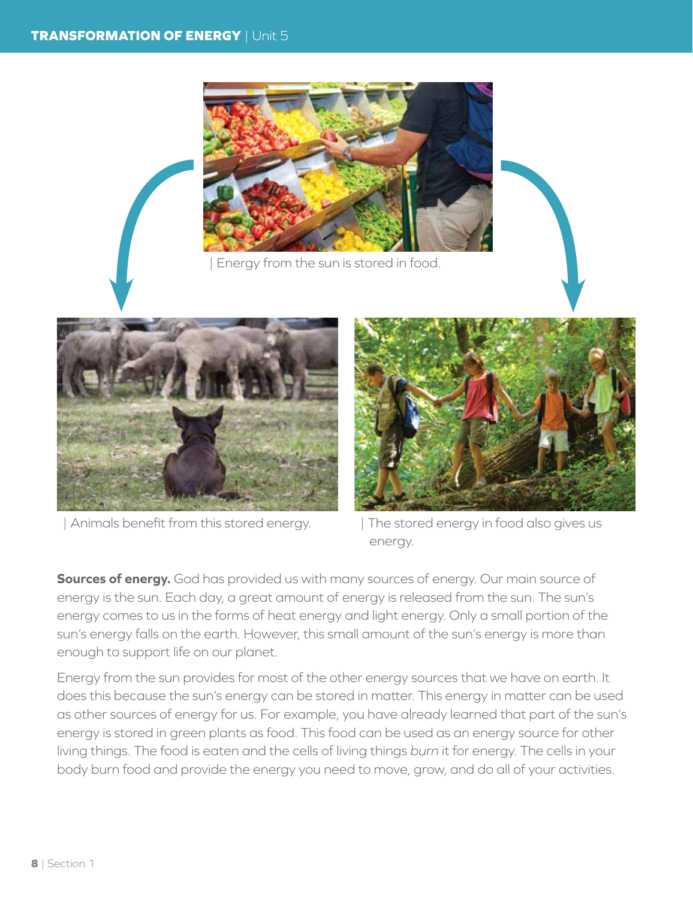| Energy from the sun is stored in food.

| Animals benefit from this stored energy.

| The stored energy in food also gives us energy.

**Sources of energy.** God has provided us with many sources of energy. Our main source of energy is the sun. Each day, a great amount of energy is released from the sun. The sun's energy comes to us in the forms of heat energy and light energy. Only a small portion of the sun's energy falls on the earth. However, this small amount of the sun's energy is more than enough to support life on our planet.

Energy from the sun provides for most of the other energy sources that we have on earth. It does this because the sun's energy can be stored in matter. This energy in matter can be used as other sources of energy for us. For example, you have already learned that part of the sun's energy is stored in green plants as food. This food can be used as an energy source for other living things. The food is eaten and the cells of living things *burn* it for energy. The cells in your body burn food and provide the energy you need to move, grow, and do all of your activities.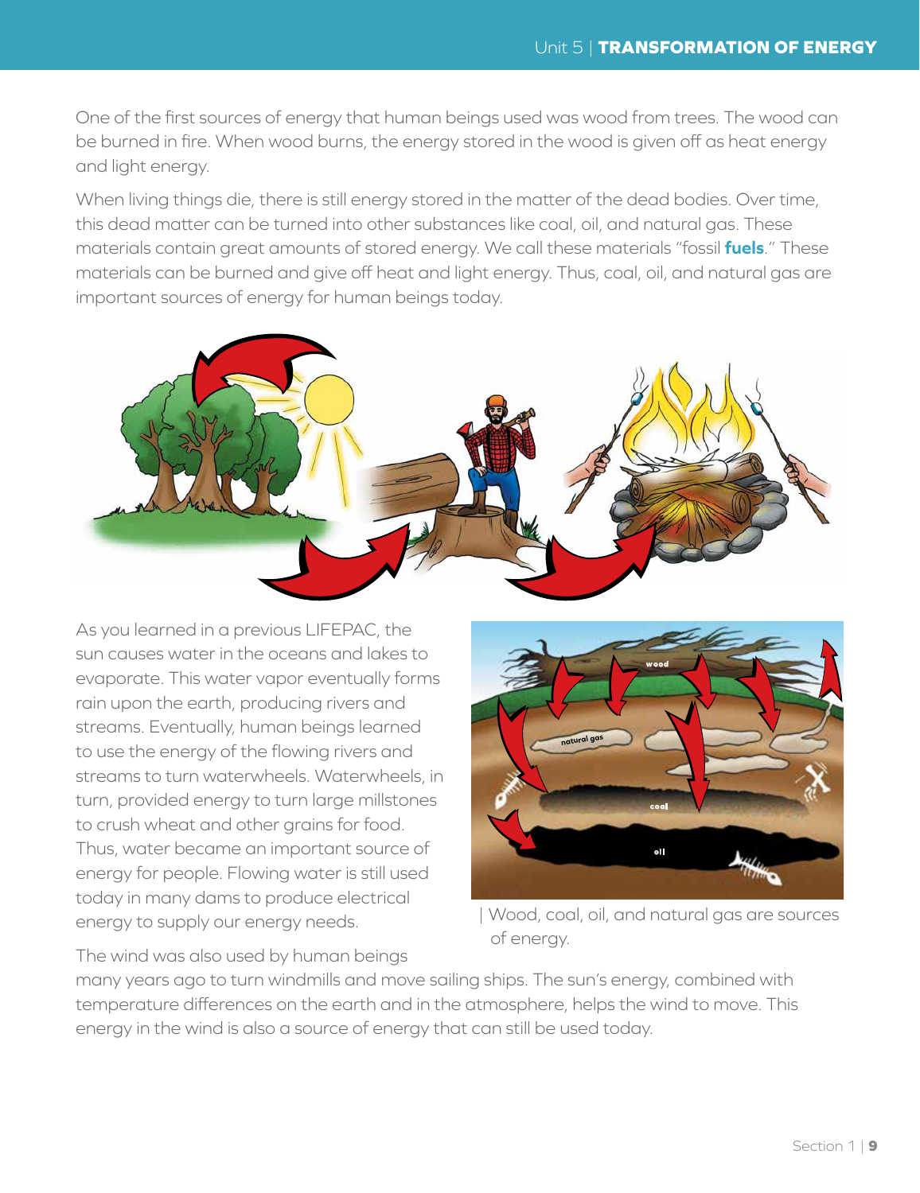One of the first sources of energy that human beings used was wood from trees. The wood can be burned in fire. When wood burns, the energy stored in the wood is given off as heat energy and light energy.

When living things die, there is still energy stored in the matter of the dead bodies. Over time, this dead matter can be turned into other substances like coal, oil, and natural gas. These materials contain great amounts of stored energy. We call these materials "fossil **fuels**." These materials can be burned and give off heat and light energy. Thus, coal, oil, and natural gas are important sources of energy for human beings today.

As you learned in a previous LIFEPAC, the sun causes water in the oceans and lakes to evaporate. This water vapor eventually forms rain upon the earth, producing rivers and streams. Eventually, human beings learned to use the energy of the flowing rivers and streams to turn waterwheels. Waterwheels, in turn, provided energy to turn large millstones to crush wheat and other grains for food. Thus, water became an important source of energy for people. Flowing water is still used today in many dams to produce electrical energy to supply our energy needs.

| Wood, coal, oil, and natural gas are sources of energy.

The wind was also used by human beings many years ago to turn windmills and move sailing ships. The sun's energy, combined with temperature differences on the earth and in the atmosphere, helps the wind to move. This energy in the wind is also a source of energy that can still be used today.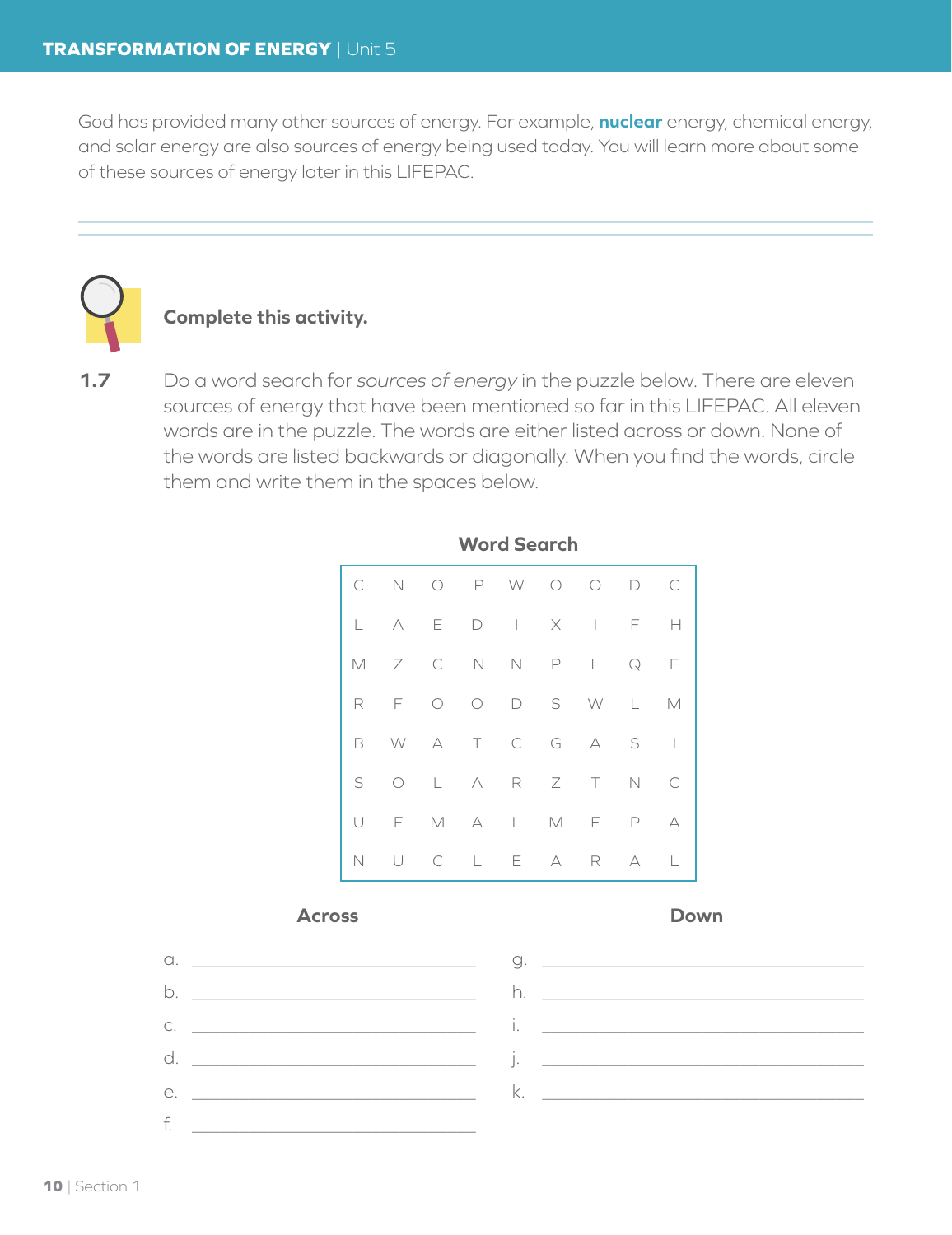God has provided many other sources of energy. For example, **nuclear** energy, chemical energy, and solar energy are also sources of energy being used today. You will learn more about some of these sources of energy later in this LIFEPAC.

---

**Complete this activity.**

**1.7** Do a word search for *sources of energy* in the puzzle below. There are eleven sources of energy that have been mentioned so far in this LIFEPAC. All eleven words are in the puzzle. The words are either listed across or down. None of the words are listed backwards or diagonally. When you find the words, circle them and write them in the spaces below.

**Word Search**

| | | | | | | | | |
|---|---|---|---|---|---|---|---|---|
| C | N | O | P | W | O | O | D | C |
| L | A | E | D | I | X | I | F | H |
| M | Z | C | N | N | P | L | Q | E |
| R | F | O | O | D | S | W | L | M |
| B | W | A | T | C | G | A | S | I |
| S | O | L | A | R | Z | T | N | C |
| U | F | M | A | L | M | E | P | A |
| N | U | C | L | E | A | R | A | L |

**Across**

a. ______________________

b. ______________________

c. ______________________

d. ______________________

e. ______________________

f. ______________________

**Down**

g. ______________________

h. ______________________

i. ______________________

j. ______________________

k. ______________________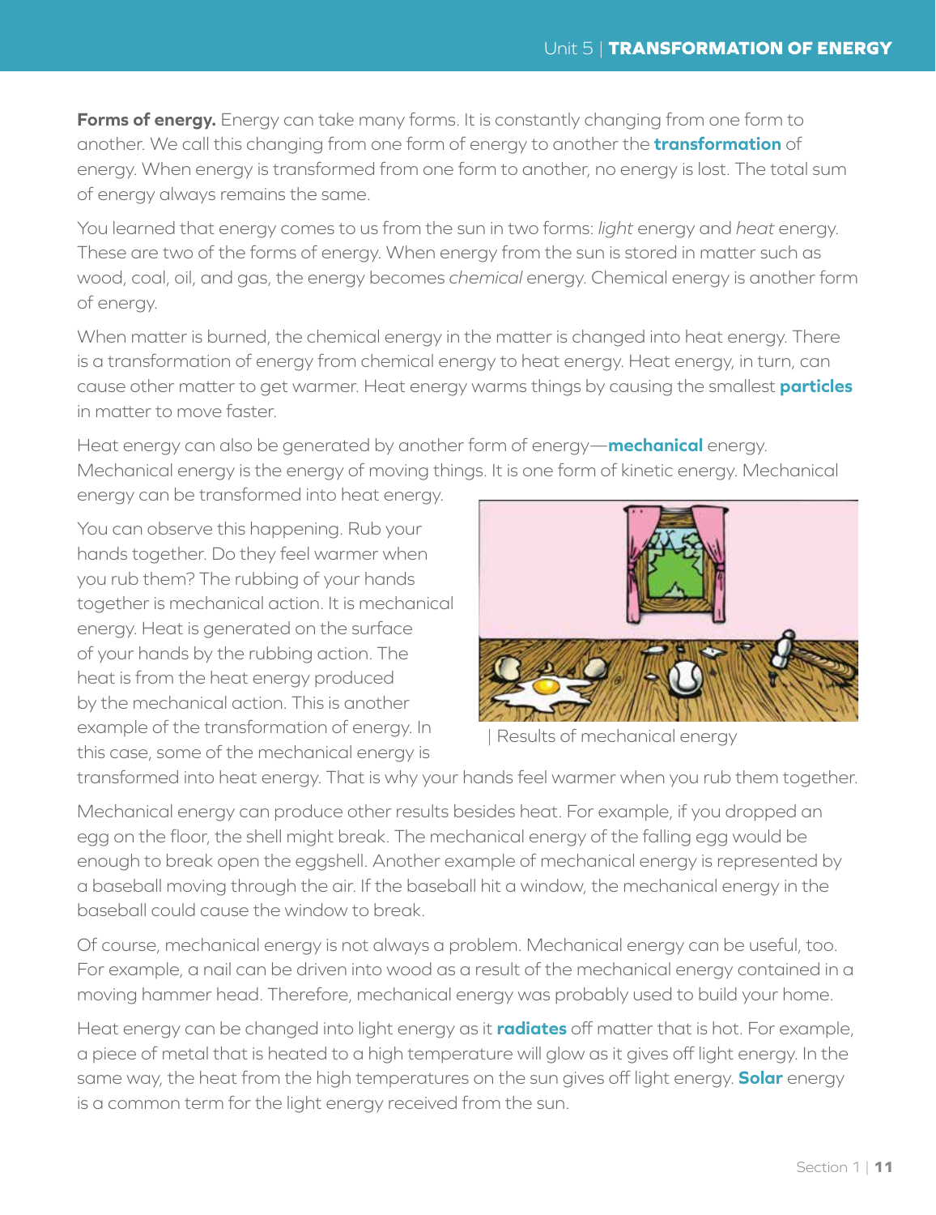**Forms of energy.** Energy can take many forms. It is constantly changing from one form to another. We call this changing from one form of energy to another the **transformation** of energy. When energy is transformed from one form to another, no energy is lost. The total sum of energy always remains the same.

You learned that energy comes to us from the sun in two forms: *light* energy and *heat* energy. These are two of the forms of energy. When energy from the sun is stored in matter such as wood, coal, oil, and gas, the energy becomes *chemical* energy. Chemical energy is another form of energy.

When matter is burned, the chemical energy in the matter is changed into heat energy. There is a transformation of energy from chemical energy to heat energy. Heat energy, in turn, can cause other matter to get warmer. Heat energy warms things by causing the smallest **particles** in matter to move faster.

Heat energy can also be generated by another form of energy—**mechanical** energy. Mechanical energy is the energy of moving things. It is one form of kinetic energy. Mechanical energy can be transformed into heat energy.

You can observe this happening. Rub your hands together. Do they feel warmer when you rub them? The rubbing of your hands together is mechanical action. It is mechanical energy. Heat is generated on the surface of your hands by the rubbing action. The heat is from the heat energy produced by the mechanical action. This is another example of the transformation of energy. In this case, some of the mechanical energy is transformed into heat energy. That is why your hands feel warmer when you rub them together.

| Results of mechanical energy

Mechanical energy can produce other results besides heat. For example, if you dropped an egg on the floor, the shell might break. The mechanical energy of the falling egg would be enough to break open the eggshell. Another example of mechanical energy is represented by a baseball moving through the air. If the baseball hit a window, the mechanical energy in the baseball could cause the window to break.

Of course, mechanical energy is not always a problem. Mechanical energy can be useful, too. For example, a nail can be driven into wood as a result of the mechanical energy contained in a moving hammer head. Therefore, mechanical energy was probably used to build your home.

Heat energy can be changed into light energy as it **radiates** off matter that is hot. For example, a piece of metal that is heated to a high temperature will glow as it gives off light energy. In the same way, the heat from the high temperatures on the sun gives off light energy. **Solar** energy is a common term for the light energy received from the sun.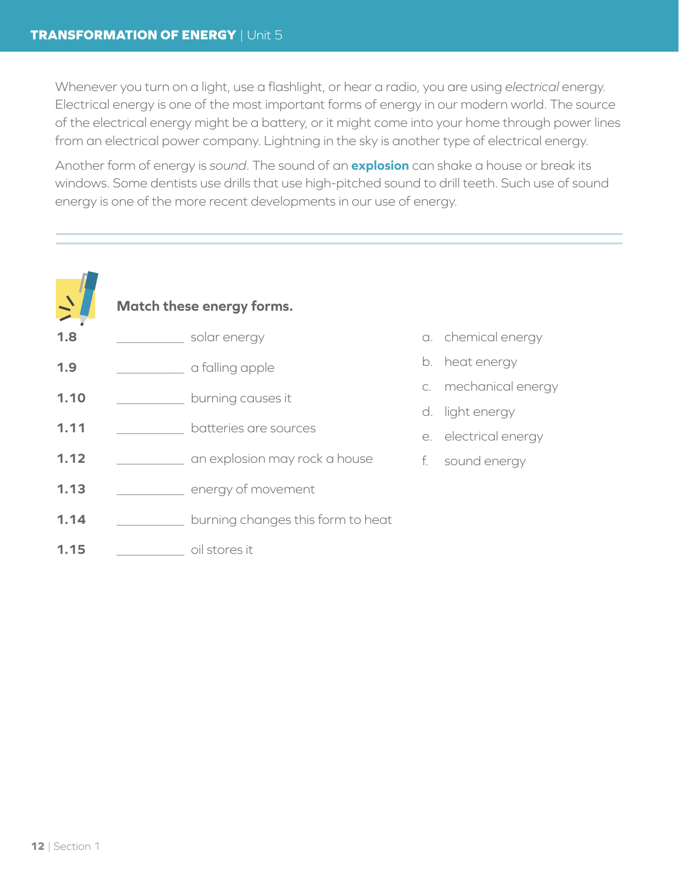Whenever you turn on a light, use a flashlight, or hear a radio, you are using *electrical* energy. Electrical energy is one of the most important forms of energy in our modern world. The source of the electrical energy might be a battery, or it might come into your home through power lines from an electrical power company. Lightning in the sky is another type of electrical energy.

Another form of energy is *sound*. The sound of an **explosion** can shake a house or break its windows. Some dentists use drills that use high-pitched sound to drill teeth. Such use of sound energy is one of the more recent developments in our use of energy.

---

**Match these energy forms.**

**1.8** __________ solar energy

**1.9** __________ a falling apple

**1.10** __________ burning causes it

**1.11** __________ batteries are sources

**1.12** __________ an explosion may rock a house

**1.13** __________ energy of movement

**1.14** __________ burning changes this form to heat

**1.15** __________ oil stores it

a. chemical energy

b. heat energy

c. mechanical energy

d. light energy

e. electrical energy

f. sound energy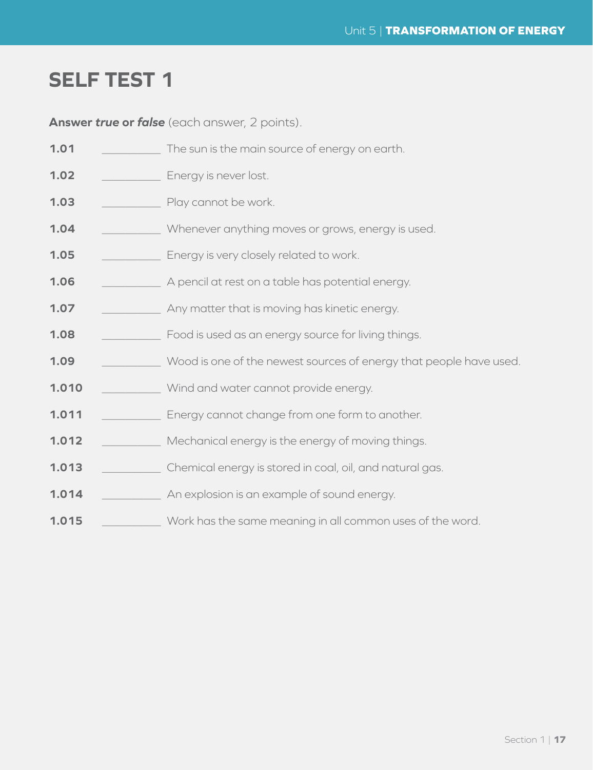# SELF TEST 1

**Answer *true* or *false*** (each answer, 2 points).

**1.01** __________ The sun is the main source of energy on earth.

**1.02** __________ Energy is never lost.

**1.03** __________ Play cannot be work.

**1.04** __________ Whenever anything moves or grows, energy is used.

**1.05** __________ Energy is very closely related to work.

**1.06** __________ A pencil at rest on a table has potential energy.

**1.07** __________ Any matter that is moving has kinetic energy.

**1.08** __________ Food is used as an energy source for living things.

**1.09** __________ Wood is one of the newest sources of energy that people have used.

**1.010** __________ Wind and water cannot provide energy.

**1.011** __________ Energy cannot change from one form to another.

**1.012** __________ Mechanical energy is the energy of moving things.

**1.013** __________ Chemical energy is stored in coal, oil, and natural gas.

**1.014** __________ An explosion is an example of sound energy.

**1.015** __________ Work has the same meaning in all common uses of the word.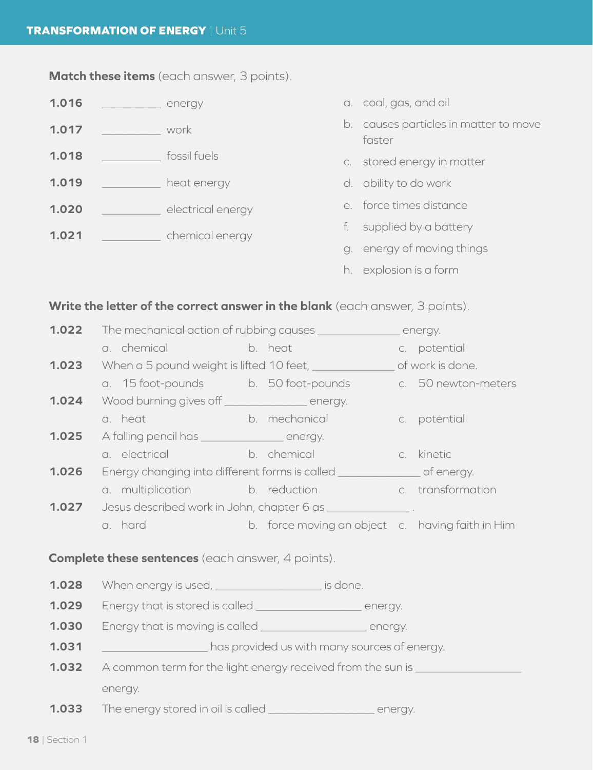**Match these items** (each answer, 3 points).

**1.016** __________ energy

**1.017** __________ work

**1.018** __________ fossil fuels

**1.019** __________ heat energy

**1.020** __________ electrical energy

**1.021** __________ chemical energy

a. coal, gas, and oil

b. causes particles in matter to move faster

c. stored energy in matter

d. ability to do work

e. force times distance

f. supplied by a battery

g. energy of moving things

h. explosion is a form

**Write the letter of the correct answer in the blank** (each answer, 3 points).

**1.022** The mechanical action of rubbing causes ______________ energy.
a. chemical  b. heat  c. potential

**1.023** When a 5 pound weight is lifted 10 feet, ______________ of work is done.
a. 15 foot-pounds  b. 50 foot-pounds  c. 50 newton-meters

**1.024** Wood burning gives off ______________ energy.
a. heat  b. mechanical  c. potential

**1.025** A falling pencil has ______________ energy.
a. electrical  b. chemical  c. kinetic

**1.026** Energy changing into different forms is called ______________ of energy.
a. multiplication  b. reduction  c. transformation

**1.027** Jesus described work in John, chapter 6 as ______________ .
a. hard  b. force moving an object  c. having faith in Him

**Complete these sentences** (each answer, 4 points).

**1.028** When energy is used, __________________ is done.

**1.029** Energy that is stored is called __________________ energy.

**1.030** Energy that is moving is called __________________ energy.

**1.031** __________________ has provided us with many sources of energy.

**1.032** A common term for the light energy received from the sun is __________________ energy.

**1.033** The energy stored in oil is called __________________ energy.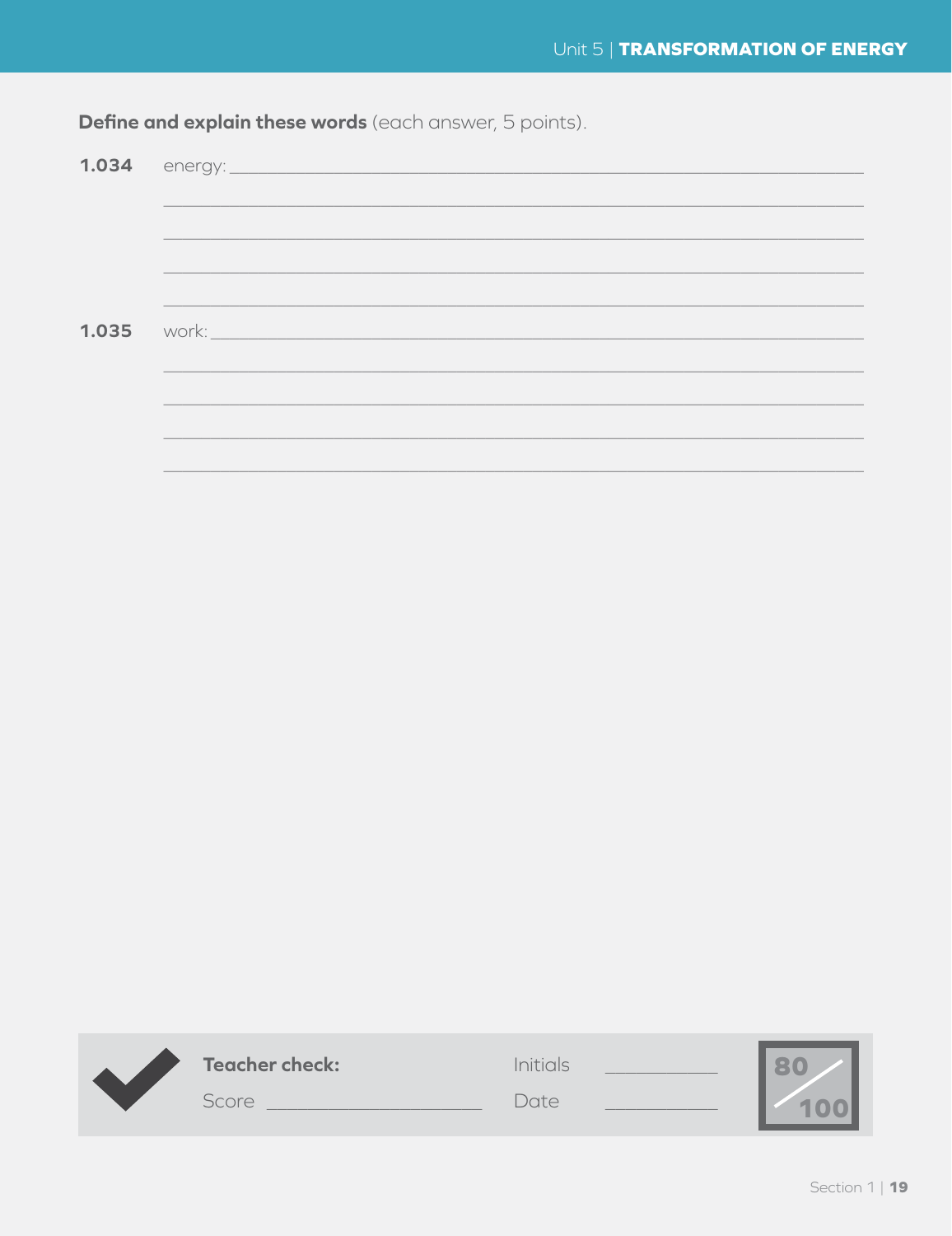**Define and explain these words** (each answer, 5 points).

**1.034** energy: ______________________________________________

______________________________________________

______________________________________________

______________________________________________

______________________________________________

**1.035** work: ______________________________________________

______________________________________________

______________________________________________

______________________________________________

______________________________________________

**Teacher check:** Initials ___________

Score ___________________ Date ___________

80/100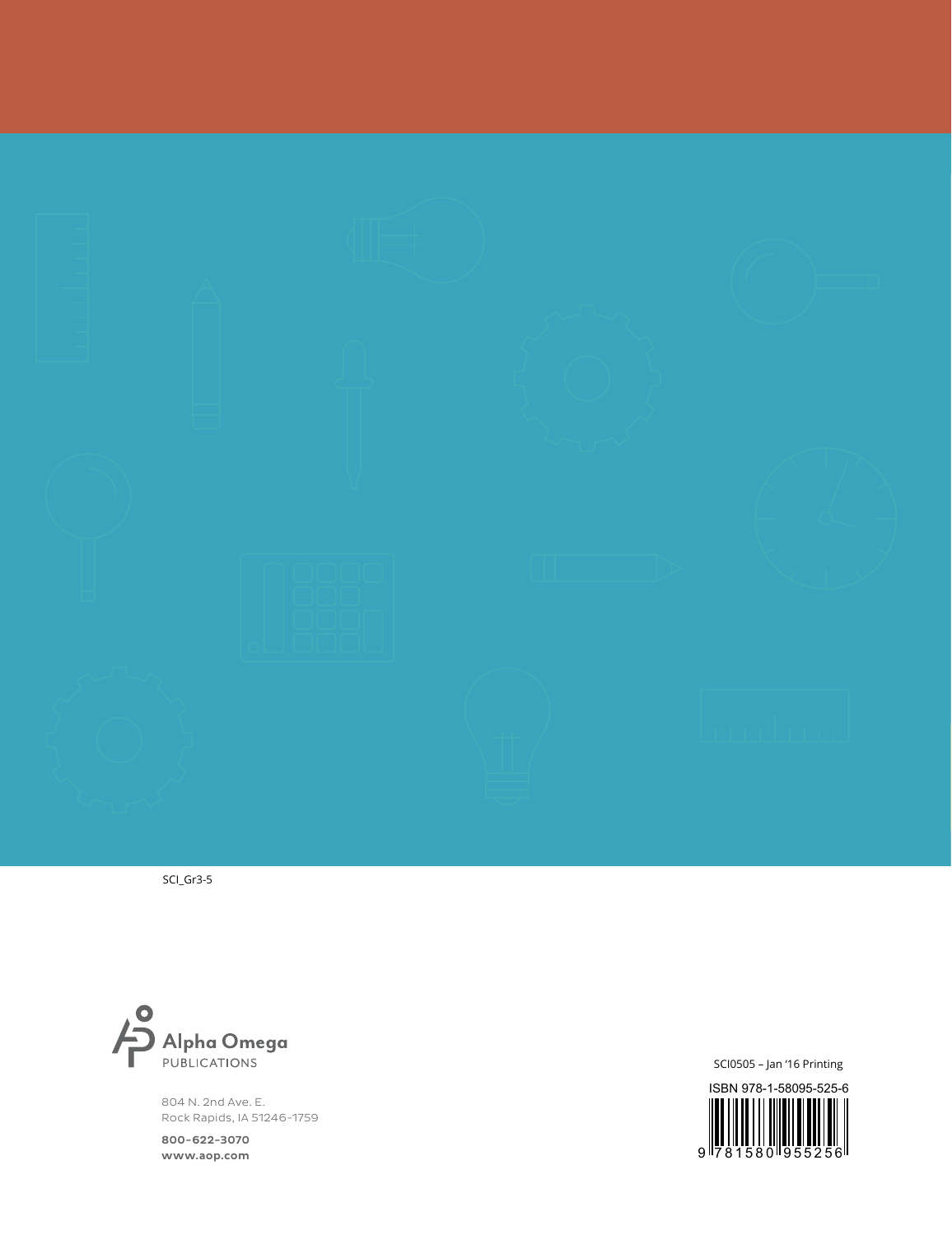SCI_Gr3-5

Alpha Omega
PUBLICATIONS

804 N. 2nd Ave. E.
Rock Rapids, IA 51246-1759

**800-622-3070**
**www.aop.com**

SCI0505 – Jan '16 Printing

ISBN 978-1-58095-525-6

9 781580 955256